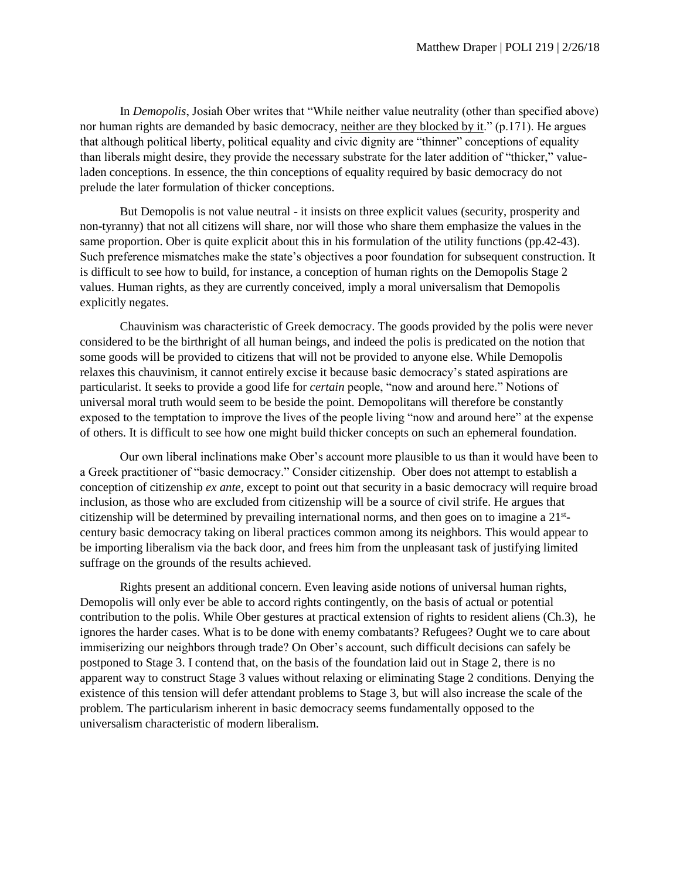Matthew Draper | POLI 219 | 2/26/18

In *Demopolis*, Josiah Ober writes that "While neither value neutrality (other than specified above) nor human rights are demanded by basic democracy, <u>neither are they blocked by it</u>." (p.171). He argues that although political liberty, political equality and civic dignity are "thinner" conceptions of equality than liberals might desire, they provide the necessary substrate for the later addition of "thicker," value-laden conceptions. In essence, the thin conceptions of equality required by basic democracy do not prelude the later formulation of thicker conceptions.

But Demopolis is not value neutral - it insists on three explicit values (security, prosperity and non-tyranny) that not all citizens will share, nor will those who share them emphasize the values in the same proportion. Ober is quite explicit about this in his formulation of the utility functions (pp.42-43). Such preference mismatches make the state's objectives a poor foundation for subsequent construction. It is difficult to see how to build, for instance, a conception of human rights on the Demopolis Stage 2 values. Human rights, as they are currently conceived, imply a moral universalism that Demopolis explicitly negates.

Chauvinism was characteristic of Greek democracy. The goods provided by the polis were never considered to be the birthright of all human beings, and indeed the polis is predicated on the notion that some goods will be provided to citizens that will not be provided to anyone else. While Demopolis relaxes this chauvinism, it cannot entirely excise it because basic democracy's stated aspirations are particularist. It seeks to provide a good life for *certain* people, "now and around here." Notions of universal moral truth would seem to be beside the point. Demopolitans will therefore be constantly exposed to the temptation to improve the lives of the people living "now and around here" at the expense of others. It is difficult to see how one might build thicker concepts on such an ephemeral foundation.

Our own liberal inclinations make Ober's account more plausible to us than it would have been to a Greek practitioner of "basic democracy." Consider citizenship. Ober does not attempt to establish a conception of citizenship *ex ante*, except to point out that security in a basic democracy will require broad inclusion, as those who are excluded from citizenship will be a source of civil strife. He argues that citizenship will be determined by prevailing international norms, and then goes on to imagine a 21st-century basic democracy taking on liberal practices common among its neighbors. This would appear to be importing liberalism via the back door, and frees him from the unpleasant task of justifying limited suffrage on the grounds of the results achieved.

Rights present an additional concern. Even leaving aside notions of universal human rights, Demopolis will only ever be able to accord rights contingently, on the basis of actual or potential contribution to the polis. While Ober gestures at practical extension of rights to resident aliens (Ch.3), he ignores the harder cases. What is to be done with enemy combatants? Refugees? Ought we to care about immiserizing our neighbors through trade? On Ober's account, such difficult decisions can safely be postponed to Stage 3. I contend that, on the basis of the foundation laid out in Stage 2, there is no apparent way to construct Stage 3 values without relaxing or eliminating Stage 2 conditions. Denying the existence of this tension will defer attendant problems to Stage 3, but will also increase the scale of the problem. The particularism inherent in basic democracy seems fundamentally opposed to the universalism characteristic of modern liberalism.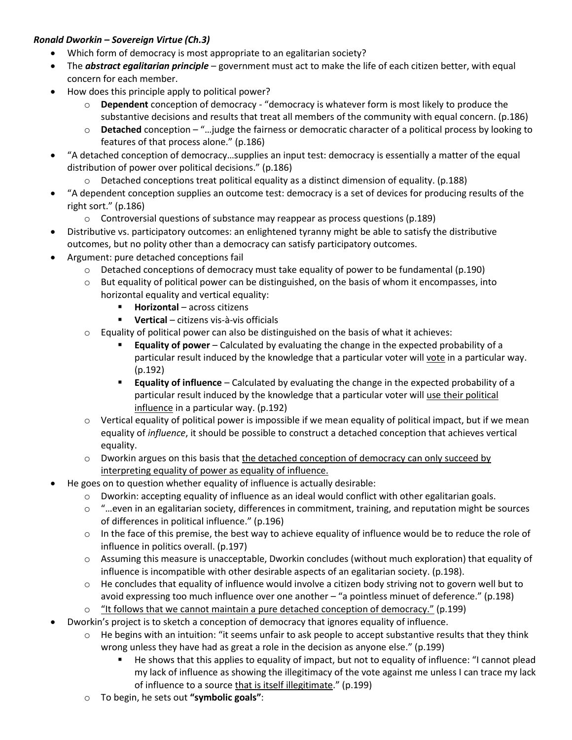***Ronald Dworkin – Sovereign Virtue (Ch.3)***

- Which form of democracy is most appropriate to an egalitarian society?
- The ***abstract egalitarian principle*** – government must act to make the life of each citizen better, with equal concern for each member.
- How does this principle apply to political power?
  - **Dependent** conception of democracy - "democracy is whatever form is most likely to produce the substantive decisions and results that treat all members of the community with equal concern. (p.186)
  - **Detached** conception – "…judge the fairness or democratic character of a political process by looking to features of that process alone." (p.186)
- "A detached conception of democracy…supplies an input test: democracy is essentially a matter of the equal distribution of power over political decisions." (p.186)
  - Detached conceptions treat political equality as a distinct dimension of equality. (p.188)
- "A dependent conception supplies an outcome test: democracy is a set of devices for producing results of the right sort." (p.186)
  - Controversial questions of substance may reappear as process questions (p.189)
- Distributive vs. participatory outcomes: an enlightened tyranny might be able to satisfy the distributive outcomes, but no polity other than a democracy can satisfy participatory outcomes.
- Argument: pure detached conceptions fail
  - Detached conceptions of democracy must take equality of power to be fundamental (p.190)
  - But equality of political power can be distinguished, on the basis of whom it encompasses, into horizontal equality and vertical equality:
    - **Horizontal** – across citizens
    - **Vertical** – citizens vis-à-vis officials
  - Equality of political power can also be distinguished on the basis of what it achieves:
    - **Equality of power** – Calculated by evaluating the change in the expected probability of a particular result induced by the knowledge that a particular voter will <u>vote</u> in a particular way. (p.192)
    - **Equality of influence** – Calculated by evaluating the change in the expected probability of a particular result induced by the knowledge that a particular voter will <u>use their political influence</u> in a particular way. (p.192)
  - Vertical equality of political power is impossible if we mean equality of political impact, but if we mean equality of *influence*, it should be possible to construct a detached conception that achieves vertical equality.
  - Dworkin argues on this basis that <u>the detached conception of democracy can only succeed by interpreting equality of power as equality of influence.</u>
- He goes on to question whether equality of influence is actually desirable:
  - Dworkin: accepting equality of influence as an ideal would conflict with other egalitarian goals.
  - "…even in an egalitarian society, differences in commitment, training, and reputation might be sources of differences in political influence." (p.196)
  - In the face of this premise, the best way to achieve equality of influence would be to reduce the role of influence in politics overall. (p.197)
  - Assuming this measure is unacceptable, Dworkin concludes (without much exploration) that equality of influence is incompatible with other desirable aspects of an egalitarian society. (p.198).
  - He concludes that equality of influence would involve a citizen body striving not to govern well but to avoid expressing too much influence over one another – "a pointless minuet of deference." (p.198)
  - <u>"It follows that we cannot maintain a pure detached conception of democracy."</u> (p.199)
- Dworkin's project is to sketch a conception of democracy that ignores equality of influence.
  - He begins with an intuition: "it seems unfair to ask people to accept substantive results that they think wrong unless they have had as great a role in the decision as anyone else." (p.199)
    - He shows that this applies to equality of impact, but not to equality of influence: "I cannot plead my lack of influence as showing the illegitimacy of the vote against me unless I can trace my lack of influence to a source <u>that is itself illegitimate</u>." (p.199)
  - To begin, he sets out **"symbolic goals"**: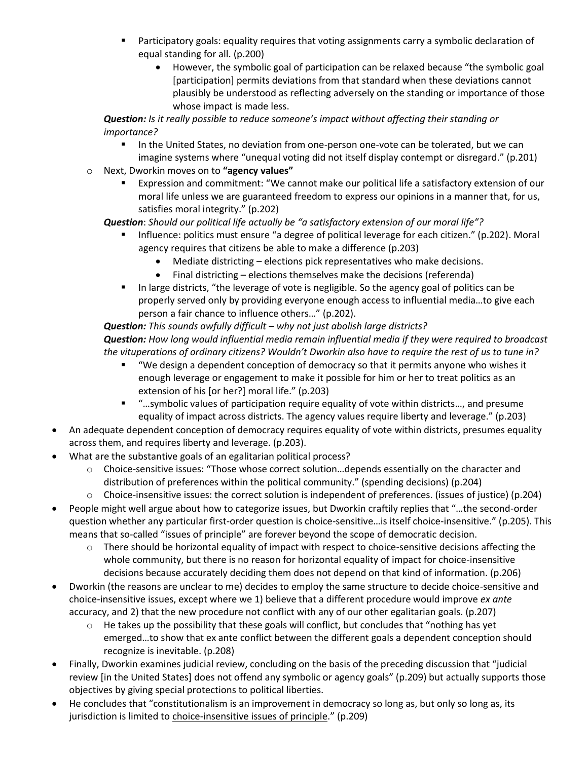- Participatory goals: equality requires that voting assignments carry a symbolic declaration of equal standing for all. (p.200)
            - However, the symbolic goal of participation can be relaxed because "the symbolic goal [participation] permits deviations from that standard when these deviations cannot plausibly be understood as reflecting adversely on the standing or importance of those whose impact is made less.

    ***Question:*** *Is it really possible to reduce someone's impact without affecting their standing or importance?*

        - In the United States, no deviation from one-person one-vote can be tolerated, but we can imagine systems where "unequal voting did not itself display contempt or disregard." (p.201)
    - Next, Dworkin moves on to **"agency values"**
        - Expression and commitment: "We cannot make our political life a satisfactory extension of our moral life unless we are guaranteed freedom to express our opinions in a manner that, for us, satisfies moral integrity." (p.202)

    ***Question***: *Should our political life actually be "a satisfactory extension of our moral life"?*

        - Influence: politics must ensure "a degree of political leverage for each citizen." (p.202). Moral agency requires that citizens be able to make a difference (p.203)
            - Mediate districting – elections pick representatives who make decisions.
            - Final districting – elections themselves make the decisions (referenda)
        - In large districts, "the leverage of vote is negligible. So the agency goal of politics can be properly served only by providing everyone enough access to influential media…to give each person a fair chance to influence others…" (p.202).

    ***Question:*** *This sounds awfully difficult – why not just abolish large districts?*
    ***Question:*** *How long would influential media remain influential media if they were required to broadcast the vituperations of ordinary citizens? Wouldn't Dworkin also have to require the rest of us to tune in?*

        - "We design a dependent conception of democracy so that it permits anyone who wishes it enough leverage or engagement to make it possible for him or her to treat politics as an extension of his [or her?] moral life." (p.203)
        - "…symbolic values of participation require equality of vote within districts…, and presume equality of impact across districts. The agency values require liberty and leverage." (p.203)

- An adequate dependent conception of democracy requires equality of vote within districts, presumes equality across them, and requires liberty and leverage. (p.203).
- What are the substantive goals of an egalitarian political process?
    - Choice-sensitive issues: "Those whose correct solution…depends essentially on the character and distribution of preferences within the political community." (spending decisions) (p.204)
    - Choice-insensitive issues: the correct solution is independent of preferences. (issues of justice) (p.204)
- People might well argue about how to categorize issues, but Dworkin craftily replies that "…the second-order question whether any particular first-order question is choice-sensitive…is itself choice-insensitive." (p.205). This means that so-called "issues of principle" are forever beyond the scope of democratic decision.
    - There should be horizontal equality of impact with respect to choice-sensitive decisions affecting the whole community, but there is no reason for horizontal equality of impact for choice-insensitive decisions because accurately deciding them does not depend on that kind of information. (p.206)
- Dworkin (the reasons are unclear to me) decides to employ the same structure to decide choice-sensitive and choice-insensitive issues, except where we 1) believe that a different procedure would improve *ex ante* accuracy, and 2) that the new procedure not conflict with any of our other egalitarian goals. (p.207)
    - He takes up the possibility that these goals will conflict, but concludes that "nothing has yet emerged…to show that ex ante conflict between the different goals a dependent conception should recognize is inevitable. (p.208)
- Finally, Dworkin examines judicial review, concluding on the basis of the preceding discussion that "judicial review [in the United States] does not offend any symbolic or agency goals" (p.209) but actually supports those objectives by giving special protections to political liberties.
- He concludes that "constitutionalism is an improvement in democracy so long as, but only so long as, its jurisdiction is limited to <u>choice-insensitive issues of principle</u>." (p.209)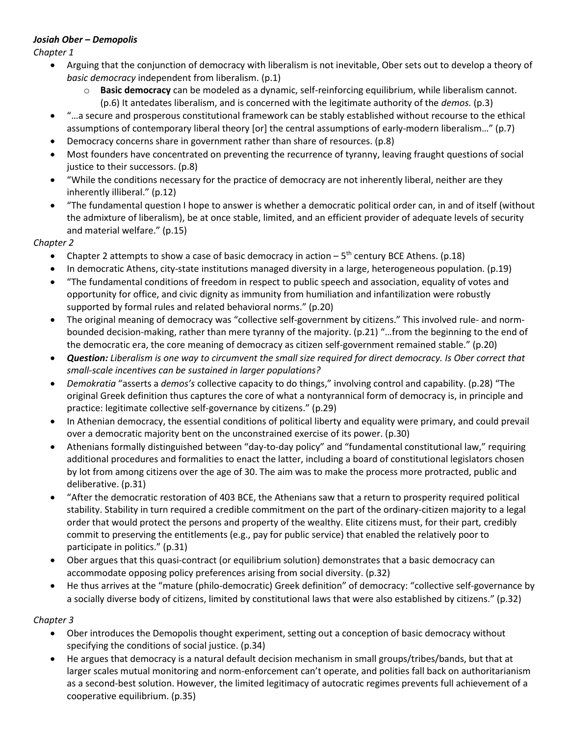***Josiah Ober – Demopolis***

*Chapter 1*

- Arguing that the conjunction of democracy with liberalism is not inevitable, Ober sets out to develop a theory of *basic democracy* independent from liberalism. (p.1)
    - **Basic democracy** can be modeled as a dynamic, self-reinforcing equilibrium, while liberalism cannot. (p.6) It antedates liberalism, and is concerned with the legitimate authority of the *demos.* (p.3)
- "…a secure and prosperous constitutional framework can be stably established without recourse to the ethical assumptions of contemporary liberal theory [or] the central assumptions of early-modern liberalism…" (p.7)
- Democracy concerns share in government rather than share of resources. (p.8)
- Most founders have concentrated on preventing the recurrence of tyranny, leaving fraught questions of social justice to their successors. (p.8)
- "While the conditions necessary for the practice of democracy are not inherently liberal, neither are they inherently illiberal." (p.12)
- "The fundamental question I hope to answer is whether a democratic political order can, in and of itself (without the admixture of liberalism), be at once stable, limited, and an efficient provider of adequate levels of security and material welfare." (p.15)

*Chapter 2*

- Chapter 2 attempts to show a case of basic democracy in action – 5th century BCE Athens. (p.18)
- In democratic Athens, city-state institutions managed diversity in a large, heterogeneous population. (p.19)
- "The fundamental conditions of freedom in respect to public speech and association, equality of votes and opportunity for office, and civic dignity as immunity from humiliation and infantilization were robustly supported by formal rules and related behavioral norms." (p.20)
- The original meaning of democracy was "collective self-government by citizens." This involved rule- and norm-bounded decision-making, rather than mere tyranny of the majority. (p.21) "…from the beginning to the end of the democratic era, the core meaning of democracy as citizen self-government remained stable." (p.20)
- ***Question:*** *Liberalism is one way to circumvent the small size required for direct democracy. Is Ober correct that small-scale incentives can be sustained in larger populations?*
- *Demokratia* "asserts a *demos's* collective capacity to do things," involving control and capability. (p.28) "The original Greek definition thus captures the core of what a nontyrannical form of democracy is, in principle and practice: legitimate collective self-governance by citizens." (p.29)
- In Athenian democracy, the essential conditions of political liberty and equality were primary, and could prevail over a democratic majority bent on the unconstrained exercise of its power. (p.30)
- Athenians formally distinguished between "day-to-day policy" and "fundamental constitutional law," requiring additional procedures and formalities to enact the latter, including a board of constitutional legislators chosen by lot from among citizens over the age of 30. The aim was to make the process more protracted, public and deliberative. (p.31)
- "After the democratic restoration of 403 BCE, the Athenians saw that a return to prosperity required political stability. Stability in turn required a credible commitment on the part of the ordinary-citizen majority to a legal order that would protect the persons and property of the wealthy. Elite citizens must, for their part, credibly commit to preserving the entitlements (e.g., pay for public service) that enabled the relatively poor to participate in politics." (p.31)
- Ober argues that this quasi-contract (or equilibrium solution) demonstrates that a basic democracy can accommodate opposing policy preferences arising from social diversity. (p.32)
- He thus arrives at the "mature (philo-democratic) Greek definition" of democracy: "collective self-governance by a socially diverse body of citizens, limited by constitutional laws that were also established by citizens." (p.32)

*Chapter 3*

- Ober introduces the Demopolis thought experiment, setting out a conception of basic democracy without specifying the conditions of social justice. (p.34)
- He argues that democracy is a natural default decision mechanism in small groups/tribes/bands, but that at larger scales mutual monitoring and norm-enforcement can't operate, and polities fall back on authoritarianism as a second-best solution. However, the limited legitimacy of autocratic regimes prevents full achievement of a cooperative equilibrium. (p.35)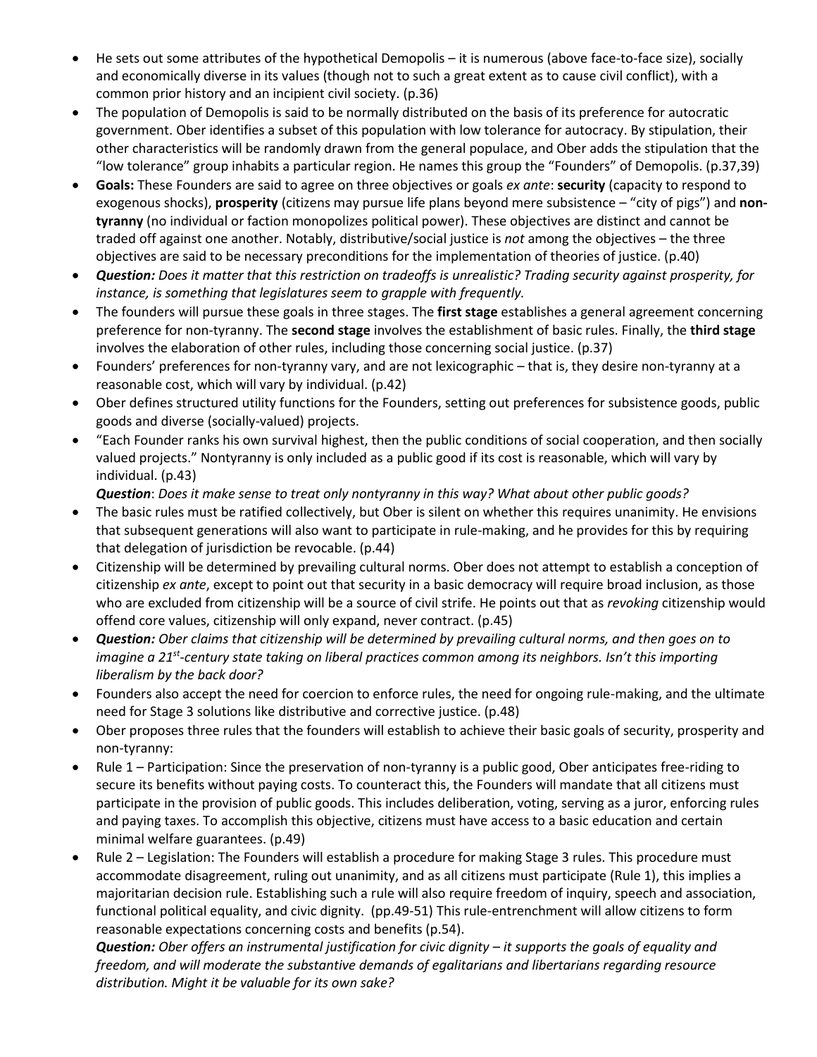- He sets out some attributes of the hypothetical Demopolis – it is numerous (above face-to-face size), socially and economically diverse in its values (though not to such a great extent as to cause civil conflict), with a common prior history and an incipient civil society. (p.36)
- The population of Demopolis is said to be normally distributed on the basis of its preference for autocratic government. Ober identifies a subset of this population with low tolerance for autocracy. By stipulation, their other characteristics will be randomly drawn from the general populace, and Ober adds the stipulation that the "low tolerance" group inhabits a particular region. He names this group the "Founders" of Demopolis. (p.37,39)
- **Goals:** These Founders are said to agree on three objectives or goals *ex ante*: **security** (capacity to respond to exogenous shocks), **prosperity** (citizens may pursue life plans beyond mere subsistence – "city of pigs") and **non-tyranny** (no individual or faction monopolizes political power). These objectives are distinct and cannot be traded off against one another. Notably, distributive/social justice is *not* among the objectives – the three objectives are said to be necessary preconditions for the implementation of theories of justice. (p.40)
- ***Question:*** *Does it matter that this restriction on tradeoffs is unrealistic? Trading security against prosperity, for instance, is something that legislatures seem to grapple with frequently.*
- The founders will pursue these goals in three stages. The **first stage** establishes a general agreement concerning preference for non-tyranny. The **second stage** involves the establishment of basic rules. Finally, the **third stage** involves the elaboration of other rules, including those concerning social justice. (p.37)
- Founders' preferences for non-tyranny vary, and are not lexicographic – that is, they desire non-tyranny at a reasonable cost, which will vary by individual. (p.42)
- Ober defines structured utility functions for the Founders, setting out preferences for subsistence goods, public goods and diverse (socially-valued) projects.
- "Each Founder ranks his own survival highest, then the public conditions of social cooperation, and then socially valued projects." Nontyranny is only included as a public good if its cost is reasonable, which will vary by individual. (p.43)

  ***Question***: *Does it make sense to treat only nontyranny in this way? What about other public goods?*
- The basic rules must be ratified collectively, but Ober is silent on whether this requires unanimity. He envisions that subsequent generations will also want to participate in rule-making, and he provides for this by requiring that delegation of jurisdiction be revocable. (p.44)
- Citizenship will be determined by prevailing cultural norms. Ober does not attempt to establish a conception of citizenship *ex ante*, except to point out that security in a basic democracy will require broad inclusion, as those who are excluded from citizenship will be a source of civil strife. He points out that as *revoking* citizenship would offend core values, citizenship will only expand, never contract. (p.45)
- ***Question:*** *Ober claims that citizenship will be determined by prevailing cultural norms, and then goes on to imagine a 21st-century state taking on liberal practices common among its neighbors. Isn't this importing liberalism by the back door?*
- Founders also accept the need for coercion to enforce rules, the need for ongoing rule-making, and the ultimate need for Stage 3 solutions like distributive and corrective justice. (p.48)
- Ober proposes three rules that the founders will establish to achieve their basic goals of security, prosperity and non-tyranny:
- Rule 1 – Participation: Since the preservation of non-tyranny is a public good, Ober anticipates free-riding to secure its benefits without paying costs. To counteract this, the Founders will mandate that all citizens must participate in the provision of public goods. This includes deliberation, voting, serving as a juror, enforcing rules and paying taxes. To accomplish this objective, citizens must have access to a basic education and certain minimal welfare guarantees. (p.49)
- Rule 2 – Legislation: The Founders will establish a procedure for making Stage 3 rules. This procedure must accommodate disagreement, ruling out unanimity, and as all citizens must participate (Rule 1), this implies a majoritarian decision rule. Establishing such a rule will also require freedom of inquiry, speech and association, functional political equality, and civic dignity. (pp.49-51) This rule-entrenchment will allow citizens to form reasonable expectations concerning costs and benefits (p.54).

  ***Question:*** *Ober offers an instrumental justification for civic dignity – it supports the goals of equality and freedom, and will moderate the substantive demands of egalitarians and libertarians regarding resource distribution. Might it be valuable for its own sake?*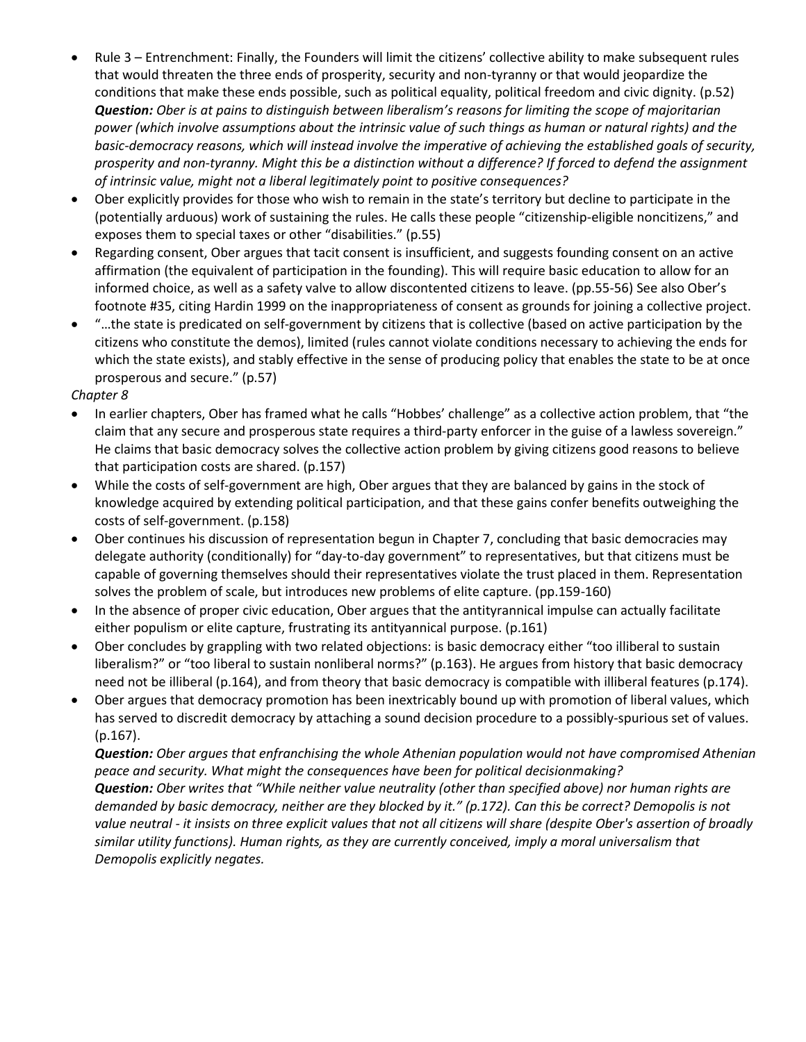- Rule 3 – Entrenchment: Finally, the Founders will limit the citizens' collective ability to make subsequent rules that would threaten the three ends of prosperity, security and non-tyranny or that would jeopardize the conditions that make these ends possible, such as political equality, political freedom and civic dignity. (p.52)
  ***Question:*** *Ober is at pains to distinguish between liberalism's reasons for limiting the scope of majoritarian power (which involve assumptions about the intrinsic value of such things as human or natural rights) and the basic-democracy reasons, which will instead involve the imperative of achieving the established goals of security, prosperity and non-tyranny. Might this be a distinction without a difference? If forced to defend the assignment of intrinsic value, might not a liberal legitimately point to positive consequences?*
- Ober explicitly provides for those who wish to remain in the state's territory but decline to participate in the (potentially arduous) work of sustaining the rules. He calls these people "citizenship-eligible noncitizens," and exposes them to special taxes or other "disabilities." (p.55)
- Regarding consent, Ober argues that tacit consent is insufficient, and suggests founding consent on an active affirmation (the equivalent of participation in the founding). This will require basic education to allow for an informed choice, as well as a safety valve to allow discontented citizens to leave. (pp.55-56) See also Ober's footnote #35, citing Hardin 1999 on the inappropriateness of consent as grounds for joining a collective project.
- "…the state is predicated on self-government by citizens that is collective (based on active participation by the citizens who constitute the demos), limited (rules cannot violate conditions necessary to achieving the ends for which the state exists), and stably effective in the sense of producing policy that enables the state to be at once prosperous and secure." (p.57)

*Chapter 8*

- In earlier chapters, Ober has framed what he calls "Hobbes' challenge" as a collective action problem, that "the claim that any secure and prosperous state requires a third-party enforcer in the guise of a lawless sovereign." He claims that basic democracy solves the collective action problem by giving citizens good reasons to believe that participation costs are shared. (p.157)
- While the costs of self-government are high, Ober argues that they are balanced by gains in the stock of knowledge acquired by extending political participation, and that these gains confer benefits outweighing the costs of self-government. (p.158)
- Ober continues his discussion of representation begun in Chapter 7, concluding that basic democracies may delegate authority (conditionally) for "day-to-day government" to representatives, but that citizens must be capable of governing themselves should their representatives violate the trust placed in them. Representation solves the problem of scale, but introduces new problems of elite capture. (pp.159-160)
- In the absence of proper civic education, Ober argues that the antityrannical impulse can actually facilitate either populism or elite capture, frustrating its antityannical purpose. (p.161)
- Ober concludes by grappling with two related objections: is basic democracy either "too illiberal to sustain liberalism?" or "too liberal to sustain nonliberal norms?" (p.163). He argues from history that basic democracy need not be illiberal (p.164), and from theory that basic democracy is compatible with illiberal features (p.174).
- Ober argues that democracy promotion has been inextricably bound up with promotion of liberal values, which has served to discredit democracy by attaching a sound decision procedure to a possibly-spurious set of values. (p.167).
  ***Question:*** *Ober argues that enfranchising the whole Athenian population would not have compromised Athenian peace and security. What might the consequences have been for political decisionmaking?*
  ***Question:*** *Ober writes that "While neither value neutrality (other than specified above) nor human rights are demanded by basic democracy, neither are they blocked by it." (p.172). Can this be correct? Demopolis is not value neutral - it insists on three explicit values that not all citizens will share (despite Ober's assertion of broadly similar utility functions). Human rights, as they are currently conceived, imply a moral universalism that Demopolis explicitly negates.*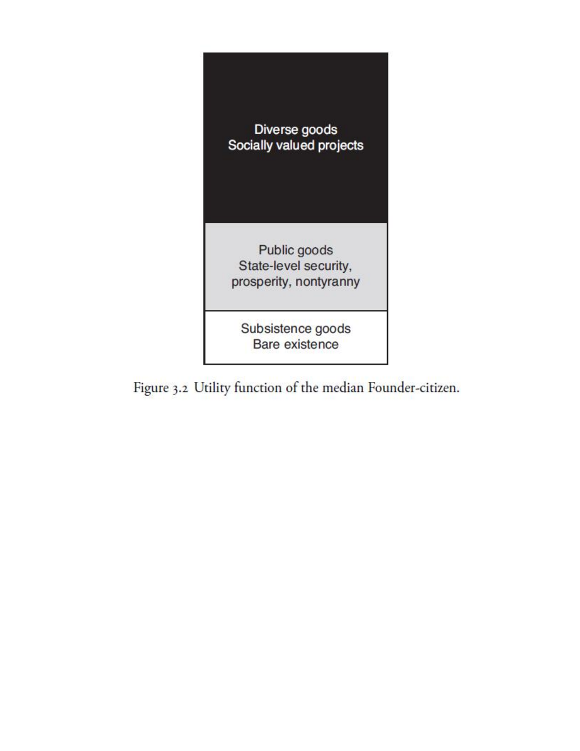Diverse goods
Socially valued projects

Public goods
State-level security,
prosperity, nontyranny

Subsistence goods
Bare existence

Figure 3.2 Utility function of the median Founder-citizen.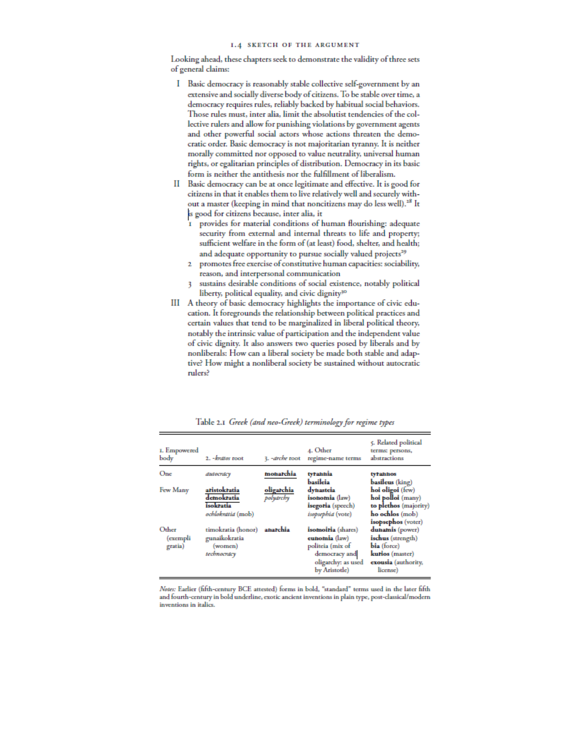## 1.4 SKETCH OF THE ARGUMENT

Looking ahead, these chapters seek to demonstrate the validity of three sets of general claims:

I Basic democracy is reasonably stable collective self-government by an extensive and socially diverse body of citizens. To be stable over time, a democracy requires rules, reliably backed by habitual social behaviors. Those rules must, inter alia, limit the absolutist tendencies of the collective rulers and allow for punishing violations by government agents and other powerful social actors whose actions threaten the democratic order. Basic democracy is not majoritarian tyranny. It is neither morally committed nor opposed to value neutrality, universal human rights, or egalitarian principles of distribution. Democracy in its basic form is neither the antithesis nor the fulfillment of liberalism.

II Basic democracy can be at once legitimate and effective. It is good for citizens in that it enables them to live relatively well and securely without a master (keeping in mind that noncitizens may do less well).[28] It is good for citizens because, inter alia, it

1. provides for material conditions of human flourishing: adequate security from external and internal threats to life and property; sufficient welfare in the form of (at least) food, shelter, and health; and adequate opportunity to pursue socially valued projects[29]
2. promotes free exercise of constitutive human capacities: sociability, reason, and interpersonal communication
3. sustains desirable conditions of social existence, notably political liberty, political equality, and civic dignity[30]

III A theory of basic democracy highlights the importance of civic education. It foregrounds the relationship between political practices and certain values that tend to be marginalized in liberal political theory, notably the intrinsic value of participation and the independent value of civic dignity. It also answers two queries posed by liberals and by nonliberals: How can a liberal society be made both stable and adaptive? How might a nonliberal society be sustained without autocratic rulers?

Table 2.1 *Greek (and neo-Greek) terminology for regime types*

| 1. Empowered body | 2. *-kratos* root | 3. *-arche* root | 4. Other regime-name terms | 5. Related political terms: persons, abstractions |
|---|---|---|---|---|
| One | *autocracy* | **monarchia** | **tyrannia** | **tyrannos** |
| | | | **basileia** | **basileus** (king) |
| Few Many | **aristokratia** | **oligarchia** | **dynasteia** | **hoi oligoi** (few) |
| | **demokratia** | *polyarchy* | **isonomia** (law) | **hoi polloi** (many) |
| | **isokratia** | | **isegoria** (speech) | **to plethos** (majority) |
| | *ochlokratia* (mob) | | *isopsephia* (vote) | **ho ochlos** (mob) |
| | | | | **isopsephos** (voter) |
| Other (exempli gratia) | timokratia (honor) | **anarchia** | **isomoiria** (shares) | **dunamis** (power) |
| | gunaikokratia (women) | | **eunomia** (law) | **ischus** (strength) |
| | *technocracy* | | politeia (mix of democracy and oligarchy: as used by Aristotle) | **bia** (force) |
| | | | | **kurios** (master) |
| | | | | **exousia** (authority, license) |

*Notes:* Earlier (fifth-century BCE attested) forms in bold, "standard" terms used in the later fifth and fourth-century in bold underline, exotic ancient inventions in plain type, post-classical/modern inventions in italics.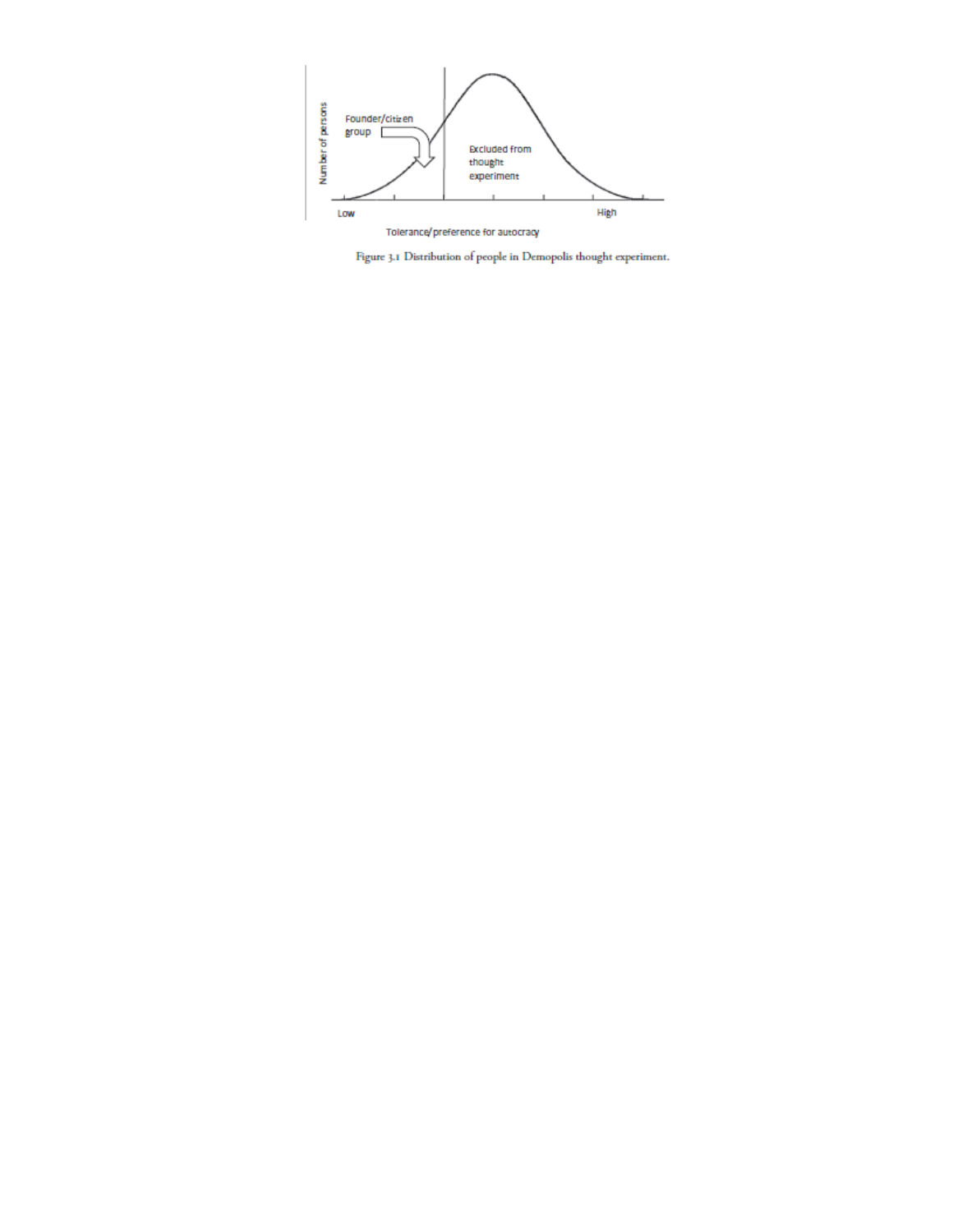Founder/citizen group

Excluded from thought experiment

Number of persons

Low

High

Tolerance/preference for autocracy

Figure 3.1 Distribution of people in Demopolis thought experiment.